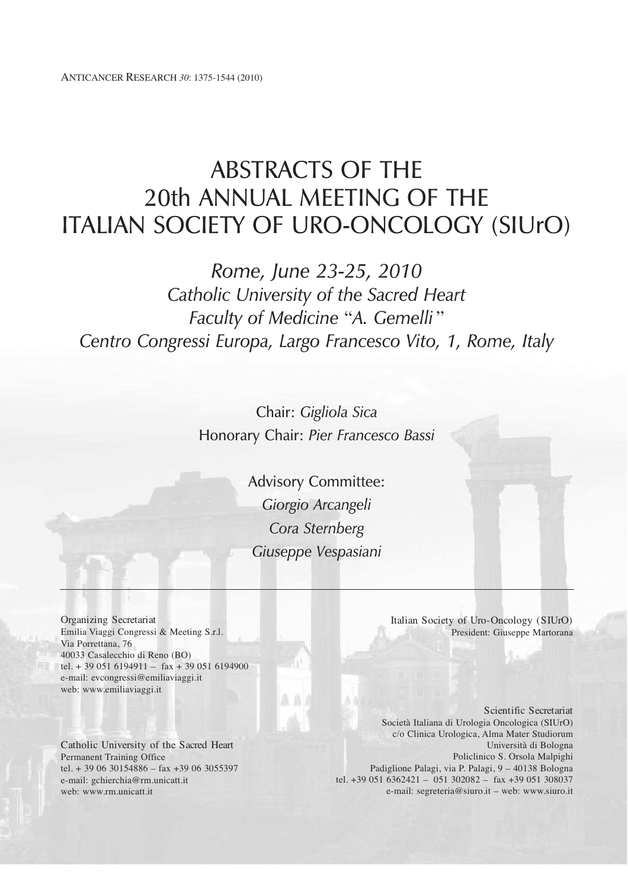# ABSTRACTS OF THE 20th ANNUAL MEETING OF THE ITALIAN SOCIETY OF URO-ONCOLOGY (SIUrO)

*Rome, June 23-25, 2010*
*Catholic University of the Sacred Heart*
*Faculty of Medicine "A. Gemelli"*
*Centro Congressi Europa, Largo Francesco Vito, 1, Rome, Italy*

Chair: *Gigliola Sica*
Honorary Chair: *Pier Francesco Bassi*

Advisory Committee:
*Giorgio Arcangeli*
*Cora Sternberg*
*Giuseppe Vespasiani*

---

Organizing Secretariat
Emilia Viaggi Congressi & Meeting S.r.l.
Via Porrettana, 76
40033 Casalecchio di Reno (BO)
tel. + 39 051 6194911 – fax + 39 051 6194900
e-mail: evcongressi@emiliaviaggi.it
web: www.emiliaviaggi.it

Italian Society of Uro-Oncology (SIUrO)
President: Giuseppe Martorana

Scientific Secretariat
Società Italiana di Urologia Oncologica (SIUrO)
c/o Clinica Urologica, Alma Mater Studiorum
Università di Bologna
Policlinico S. Orsola Malpighi
Padiglione Palagi, via P. Palagi, 9 – 40138 Bologna
tel. +39 051 6362421 – 051 302082 – fax +39 051 308037
e-mail: segreteria@siuro.it – web: www.siuro.it

Catholic University of the Sacred Heart
Permanent Training Office
tel. + 39 06 30154886 – fax +39 06 3055397
e-mail: gchierchia@rm.unicatt.it
web: www.rm.unicatt.it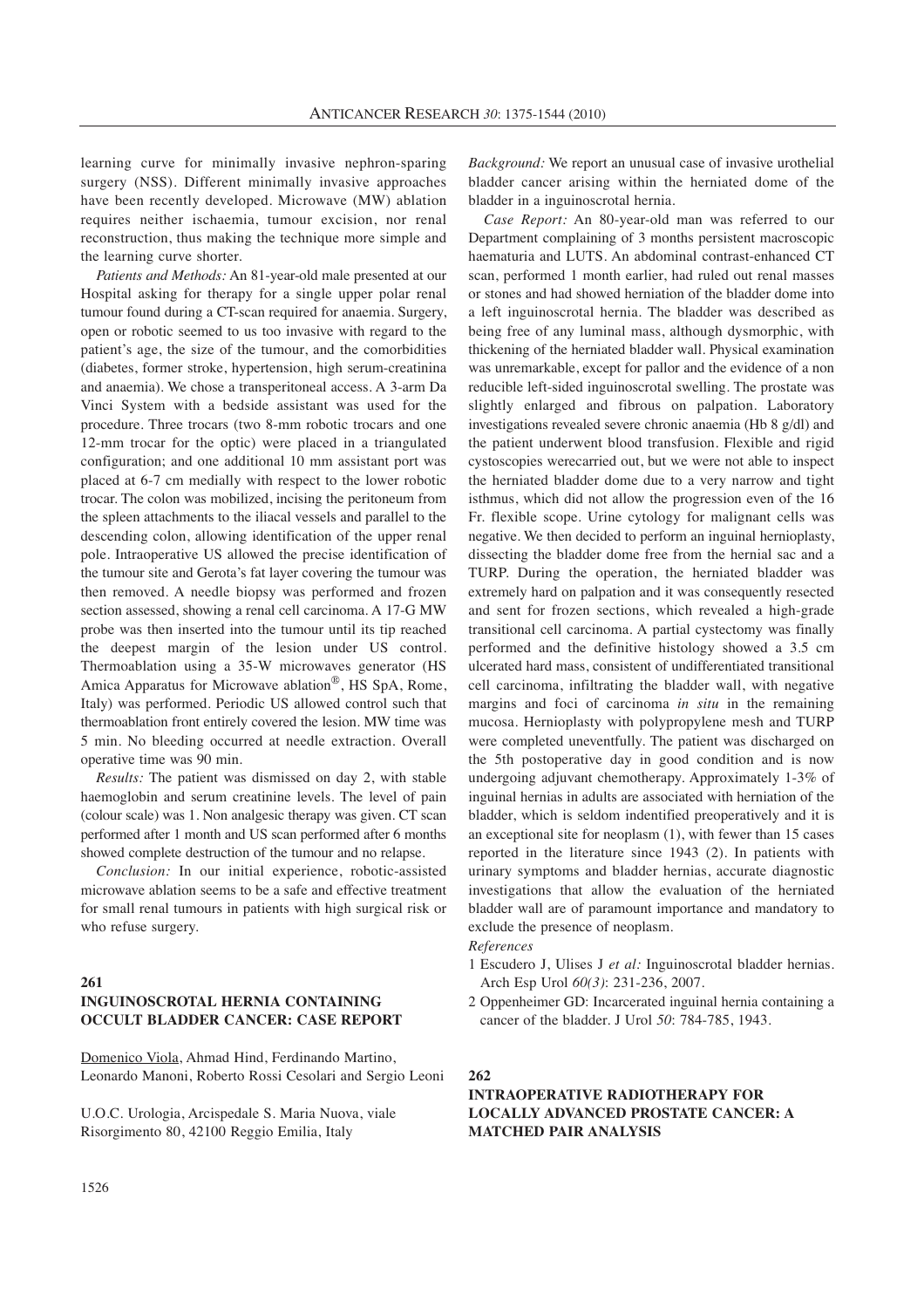learning curve for minimally invasive nephron-sparing surgery (NSS). Different minimally invasive approaches have been recently developed. Microwave (MW) ablation requires neither ischaemia, tumour excision, nor renal reconstruction, thus making the technique more simple and the learning curve shorter.

*Patients and Methods:* An 81-year-old male presented at our Hospital asking for therapy for a single upper polar renal tumour found during a CT-scan required for anaemia. Surgery, open or robotic seemed to us too invasive with regard to the patient's age, the size of the tumour, and the comorbidities (diabetes, former stroke, hypertension, high serum-creatinina and anaemia). We chose a transperitoneal access. A 3-arm Da Vinci System with a bedside assistant was used for the procedure. Three trocars (two 8-mm robotic trocars and one 12-mm trocar for the optic) were placed in a triangulated configuration; and one additional 10 mm assistant port was placed at 6-7 cm medially with respect to the lower robotic trocar. The colon was mobilized, incising the peritoneum from the spleen attachments to the iliacal vessels and parallel to the descending colon, allowing identification of the upper renal pole. Intraoperative US allowed the precise identification of the tumour site and Gerota's fat layer covering the tumour was then removed. A needle biopsy was performed and frozen section assessed, showing a renal cell carcinoma. A 17-G MW probe was then inserted into the tumour until its tip reached the deepest margin of the lesion under US control. Thermoablation using a 35-W microwaves generator (HS Amica Apparatus for Microwave ablation®, HS SpA, Rome, Italy) was performed. Periodic US allowed control such that thermoablation front entirely covered the lesion. MW time was 5 min. No bleeding occurred at needle extraction. Overall operative time was 90 min.

*Results:* The patient was dismissed on day 2, with stable haemoglobin and serum creatinine levels. The level of pain (colour scale) was 1. Non analgesic therapy was given. CT scan performed after 1 month and US scan performed after 6 months showed complete destruction of the tumour and no relapse.

*Conclusion:* In our initial experience, robotic-assisted microwave ablation seems to be a safe and effective treatment for small renal tumours in patients with high surgical risk or who refuse surgery.

## 261
## INGUINOSCROTAL HERNIA CONTAINING OCCULT BLADDER CANCER: CASE REPORT

Domenico Viola, Ahmad Hind, Ferdinando Martino, Leonardo Manoni, Roberto Rossi Cesolari and Sergio Leoni

U.O.C. Urologia, Arcispedale S. Maria Nuova, viale Risorgimento 80, 42100 Reggio Emilia, Italy

*Background:* We report an unusual case of invasive urothelial bladder cancer arising within the herniated dome of the bladder in a inguinoscrotal hernia.

*Case Report:* An 80-year-old man was referred to our Department complaining of 3 months persistent macroscopic haematuria and LUTS. An abdominal contrast-enhanced CT scan, performed 1 month earlier, had ruled out renal masses or stones and had showed herniation of the bladder dome into a left inguinoscrotal hernia. The bladder was described as being free of any luminal mass, although dysmorphic, with thickening of the herniated bladder wall. Physical examination was unremarkable, except for pallor and the evidence of a non reducible left-sided inguinoscrotal swelling. The prostate was slightly enlarged and fibrous on palpation. Laboratory investigations revealed severe chronic anaemia (Hb 8 g/dl) and the patient underwent blood transfusion. Flexible and rigid cystoscopies werecarried out, but we were not able to inspect the herniated bladder dome due to a very narrow and tight isthmus, which did not allow the progression even of the 16 Fr. flexible scope. Urine cytology for malignant cells was negative. We then decided to perform an inguinal hernioplasty, dissecting the bladder dome free from the hernial sac and a TURP. During the operation, the herniated bladder was extremely hard on palpation and it was consequently resected and sent for frozen sections, which revealed a high-grade transitional cell carcinoma. A partial cystectomy was finally performed and the definitive histology showed a 3.5 cm ulcerated hard mass, consistent of undifferentiated transitional cell carcinoma, infiltrating the bladder wall, with negative margins and foci of carcinoma *in situ* in the remaining mucosa. Hernioplasty with polypropylene mesh and TURP were completed uneventfully. The patient was discharged on the 5th postoperative day in good condition and is now undergoing adjuvant chemotherapy. Approximately 1-3% of inguinal hernias in adults are associated with herniation of the bladder, which is seldom indentified preoperatively and it is an exceptional site for neoplasm (1), with fewer than 15 cases reported in the literature since 1943 (2). In patients with urinary symptoms and bladder hernias, accurate diagnostic investigations that allow the evaluation of the herniated bladder wall are of paramount importance and mandatory to exclude the presence of neoplasm.

*References*

1 Escudero J, Ulises J *et al:* Inguinoscrotal bladder hernias. Arch Esp Urol *60(3)*: 231-236, 2007.

2 Oppenheimer GD: Incarcerated inguinal hernia containing a cancer of the bladder. J Urol *50*: 784-785, 1943.

## 262
## INTRAOPERATIVE RADIOTHERAPY FOR LOCALLY ADVANCED PROSTATE CANCER: A MATCHED PAIR ANALYSIS